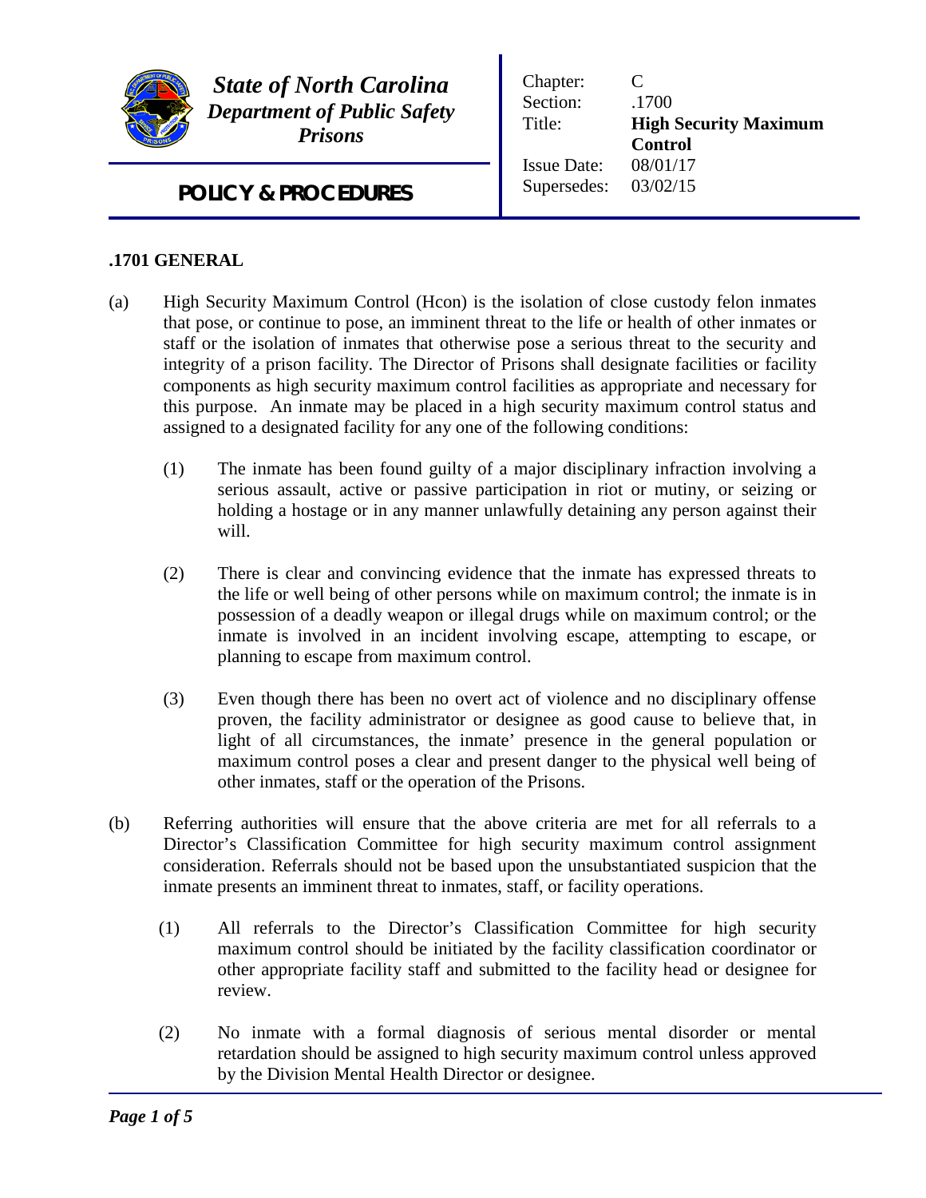*State of North Carolina*
*Department of Public Safety*
*Prisons*

**POLICY & PROCEDURES**

| | |
|---|---|
| Chapter: | C |
| Section: | .1700 |
| Title: | **High Security Maximum Control** |
| Issue Date: | 08/01/17 |
| Supersedes: | 03/02/15 |

## .1701 GENERAL

(a) High Security Maximum Control (Hcon) is the isolation of close custody felon inmates that pose, or continue to pose, an imminent threat to the life or health of other inmates or staff or the isolation of inmates that otherwise pose a serious threat to the security and integrity of a prison facility. The Director of Prisons shall designate facilities or facility components as high security maximum control facilities as appropriate and necessary for this purpose. An inmate may be placed in a high security maximum control status and assigned to a designated facility for any one of the following conditions:

(1) The inmate has been found guilty of a major disciplinary infraction involving a serious assault, active or passive participation in riot or mutiny, or seizing or holding a hostage or in any manner unlawfully detaining any person against their will.

(2) There is clear and convincing evidence that the inmate has expressed threats to the life or well being of other persons while on maximum control; the inmate is in possession of a deadly weapon or illegal drugs while on maximum control; or the inmate is involved in an incident involving escape, attempting to escape, or planning to escape from maximum control.

(3) Even though there has been no overt act of violence and no disciplinary offense proven, the facility administrator or designee as good cause to believe that, in light of all circumstances, the inmate' presence in the general population or maximum control poses a clear and present danger to the physical well being of other inmates, staff or the operation of the Prisons.

(b) Referring authorities will ensure that the above criteria are met for all referrals to a Director's Classification Committee for high security maximum control assignment consideration. Referrals should not be based upon the unsubstantiated suspicion that the inmate presents an imminent threat to inmates, staff, or facility operations.

(1) All referrals to the Director's Classification Committee for high security maximum control should be initiated by the facility classification coordinator or other appropriate facility staff and submitted to the facility head or designee for review.

(2) No inmate with a formal diagnosis of serious mental disorder or mental retardation should be assigned to high security maximum control unless approved by the Division Mental Health Director or designee.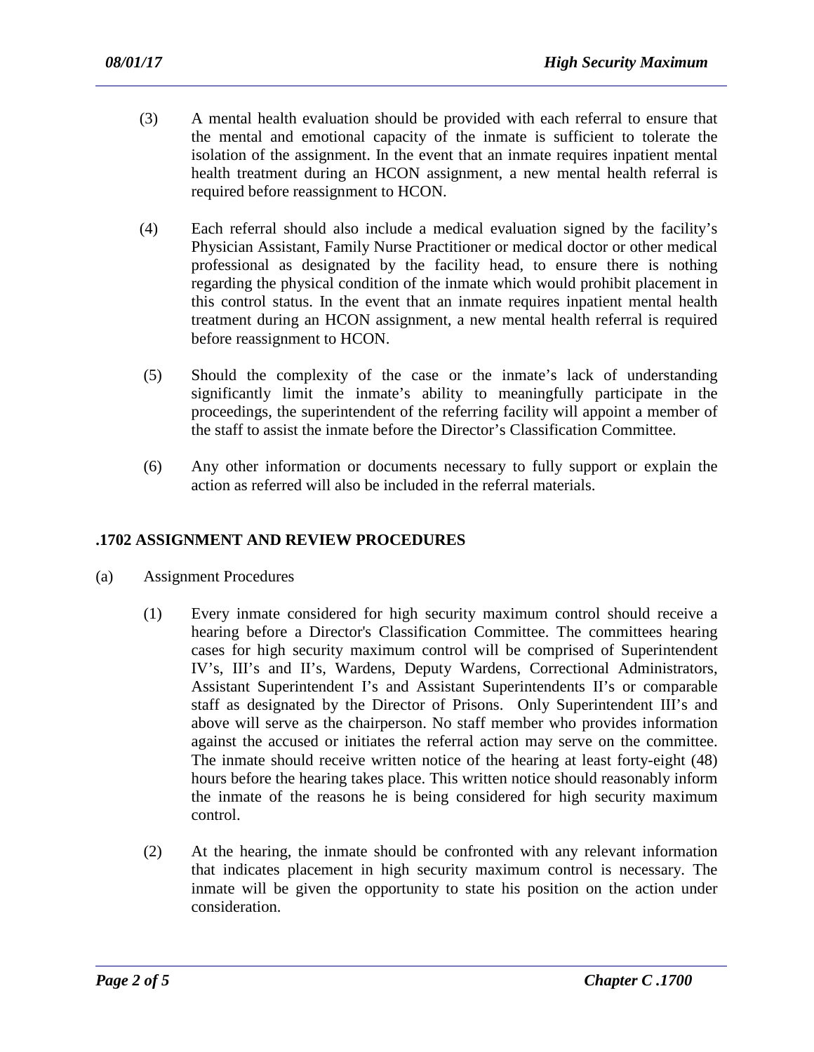(3) A mental health evaluation should be provided with each referral to ensure that the mental and emotional capacity of the inmate is sufficient to tolerate the isolation of the assignment. In the event that an inmate requires inpatient mental health treatment during an HCON assignment, a new mental health referral is required before reassignment to HCON.

(4) Each referral should also include a medical evaluation signed by the facility's Physician Assistant, Family Nurse Practitioner or medical doctor or other medical professional as designated by the facility head, to ensure there is nothing regarding the physical condition of the inmate which would prohibit placement in this control status. In the event that an inmate requires inpatient mental health treatment during an HCON assignment, a new mental health referral is required before reassignment to HCON.

(5) Should the complexity of the case or the inmate's lack of understanding significantly limit the inmate's ability to meaningfully participate in the proceedings, the superintendent of the referring facility will appoint a member of the staff to assist the inmate before the Director's Classification Committee.

(6) Any other information or documents necessary to fully support or explain the action as referred will also be included in the referral materials.

## .1702 ASSIGNMENT AND REVIEW PROCEDURES

(a) Assignment Procedures

(1) Every inmate considered for high security maximum control should receive a hearing before a Director's Classification Committee. The committees hearing cases for high security maximum control will be comprised of Superintendent IV's, III's and II's, Wardens, Deputy Wardens, Correctional Administrators, Assistant Superintendent I's and Assistant Superintendents II's or comparable staff as designated by the Director of Prisons. Only Superintendent III's and above will serve as the chairperson. No staff member who provides information against the accused or initiates the referral action may serve on the committee. The inmate should receive written notice of the hearing at least forty-eight (48) hours before the hearing takes place. This written notice should reasonably inform the inmate of the reasons he is being considered for high security maximum control.

(2) At the hearing, the inmate should be confronted with any relevant information that indicates placement in high security maximum control is necessary. The inmate will be given the opportunity to state his position on the action under consideration.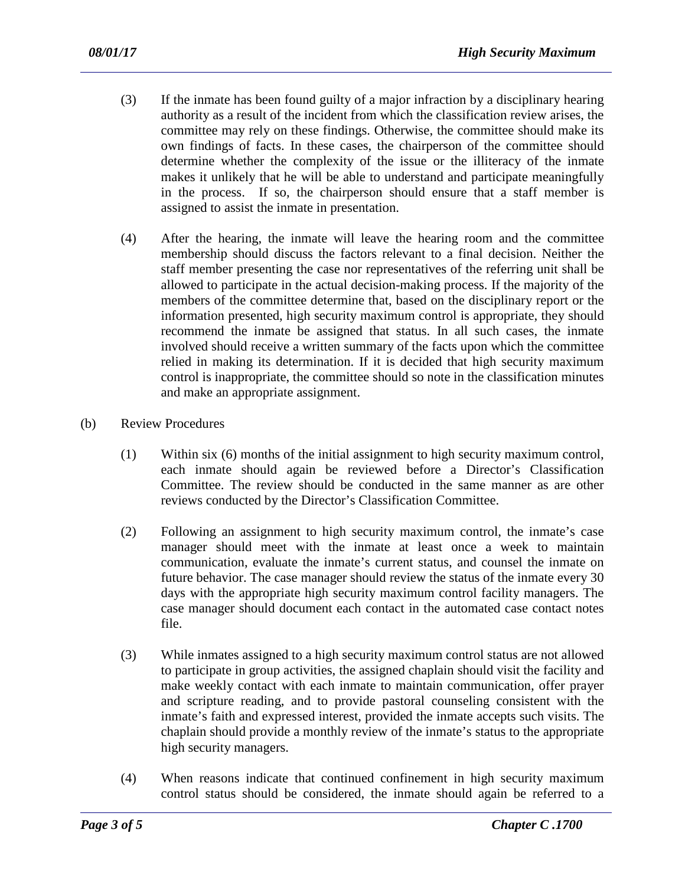(3) If the inmate has been found guilty of a major infraction by a disciplinary hearing authority as a result of the incident from which the classification review arises, the committee may rely on these findings. Otherwise, the committee should make its own findings of facts. In these cases, the chairperson of the committee should determine whether the complexity of the issue or the illiteracy of the inmate makes it unlikely that he will be able to understand and participate meaningfully in the process. If so, the chairperson should ensure that a staff member is assigned to assist the inmate in presentation.

(4) After the hearing, the inmate will leave the hearing room and the committee membership should discuss the factors relevant to a final decision. Neither the staff member presenting the case nor representatives of the referring unit shall be allowed to participate in the actual decision-making process. If the majority of the members of the committee determine that, based on the disciplinary report or the information presented, high security maximum control is appropriate, they should recommend the inmate be assigned that status. In all such cases, the inmate involved should receive a written summary of the facts upon which the committee relied in making its determination. If it is decided that high security maximum control is inappropriate, the committee should so note in the classification minutes and make an appropriate assignment.

(b) Review Procedures

(1) Within six (6) months of the initial assignment to high security maximum control, each inmate should again be reviewed before a Director's Classification Committee. The review should be conducted in the same manner as are other reviews conducted by the Director's Classification Committee.

(2) Following an assignment to high security maximum control, the inmate's case manager should meet with the inmate at least once a week to maintain communication, evaluate the inmate's current status, and counsel the inmate on future behavior. The case manager should review the status of the inmate every 30 days with the appropriate high security maximum control facility managers. The case manager should document each contact in the automated case contact notes file.

(3) While inmates assigned to a high security maximum control status are not allowed to participate in group activities, the assigned chaplain should visit the facility and make weekly contact with each inmate to maintain communication, offer prayer and scripture reading, and to provide pastoral counseling consistent with the inmate's faith and expressed interest, provided the inmate accepts such visits. The chaplain should provide a monthly review of the inmate's status to the appropriate high security managers.

(4) When reasons indicate that continued confinement in high security maximum control status should be considered, the inmate should again be referred to a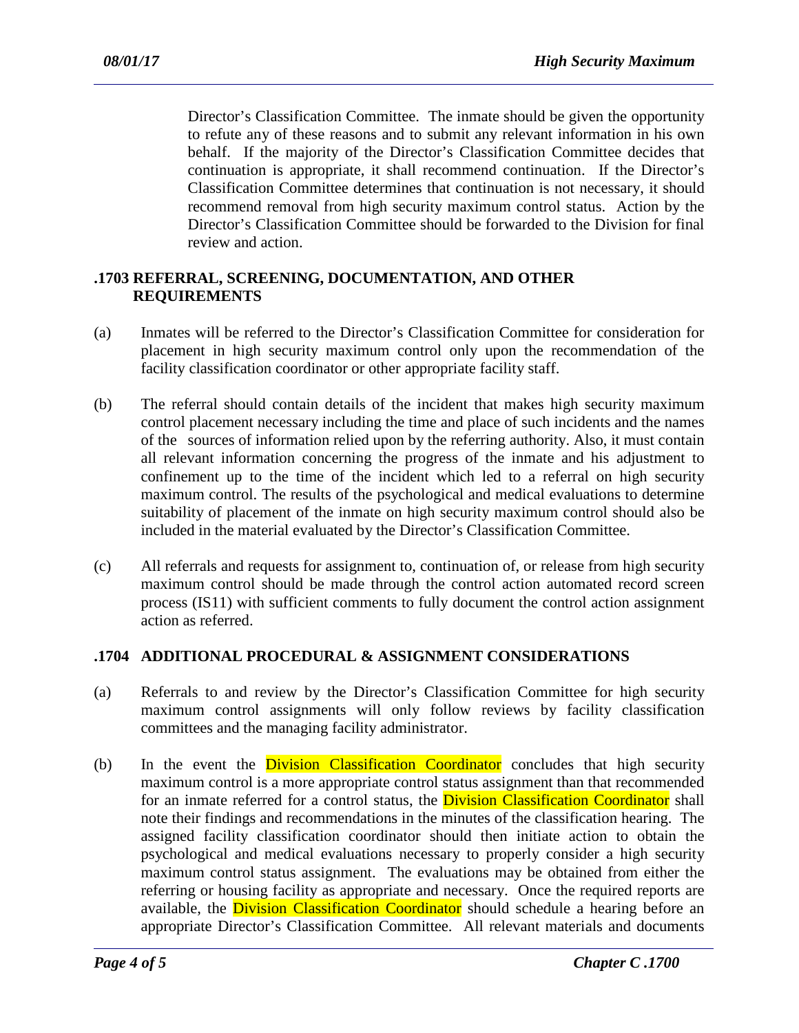Director's Classification Committee. The inmate should be given the opportunity to refute any of these reasons and to submit any relevant information in his own behalf. If the majority of the Director's Classification Committee decides that continuation is appropriate, it shall recommend continuation. If the Director's Classification Committee determines that continuation is not necessary, it should recommend removal from high security maximum control status. Action by the Director's Classification Committee should be forwarded to the Division for final review and action.

## .1703 REFERRAL, SCREENING, DOCUMENTATION, AND OTHER REQUIREMENTS

(a) Inmates will be referred to the Director's Classification Committee for consideration for placement in high security maximum control only upon the recommendation of the facility classification coordinator or other appropriate facility staff.

(b) The referral should contain details of the incident that makes high security maximum control placement necessary including the time and place of such incidents and the names of the sources of information relied upon by the referring authority. Also, it must contain all relevant information concerning the progress of the inmate and his adjustment to confinement up to the time of the incident which led to a referral on high security maximum control. The results of the psychological and medical evaluations to determine suitability of placement of the inmate on high security maximum control should also be included in the material evaluated by the Director's Classification Committee.

(c) All referrals and requests for assignment to, continuation of, or release from high security maximum control should be made through the control action automated record screen process (IS11) with sufficient comments to fully document the control action assignment action as referred.

## .1704 ADDITIONAL PROCEDURAL & ASSIGNMENT CONSIDERATIONS

(a) Referrals to and review by the Director's Classification Committee for high security maximum control assignments will only follow reviews by facility classification committees and the managing facility administrator.

(b) In the event the Division Classification Coordinator concludes that high security maximum control is a more appropriate control status assignment than that recommended for an inmate referred for a control status, the Division Classification Coordinator shall note their findings and recommendations in the minutes of the classification hearing. The assigned facility classification coordinator should then initiate action to obtain the psychological and medical evaluations necessary to properly consider a high security maximum control status assignment. The evaluations may be obtained from either the referring or housing facility as appropriate and necessary. Once the required reports are available, the Division Classification Coordinator should schedule a hearing before an appropriate Director's Classification Committee. All relevant materials and documents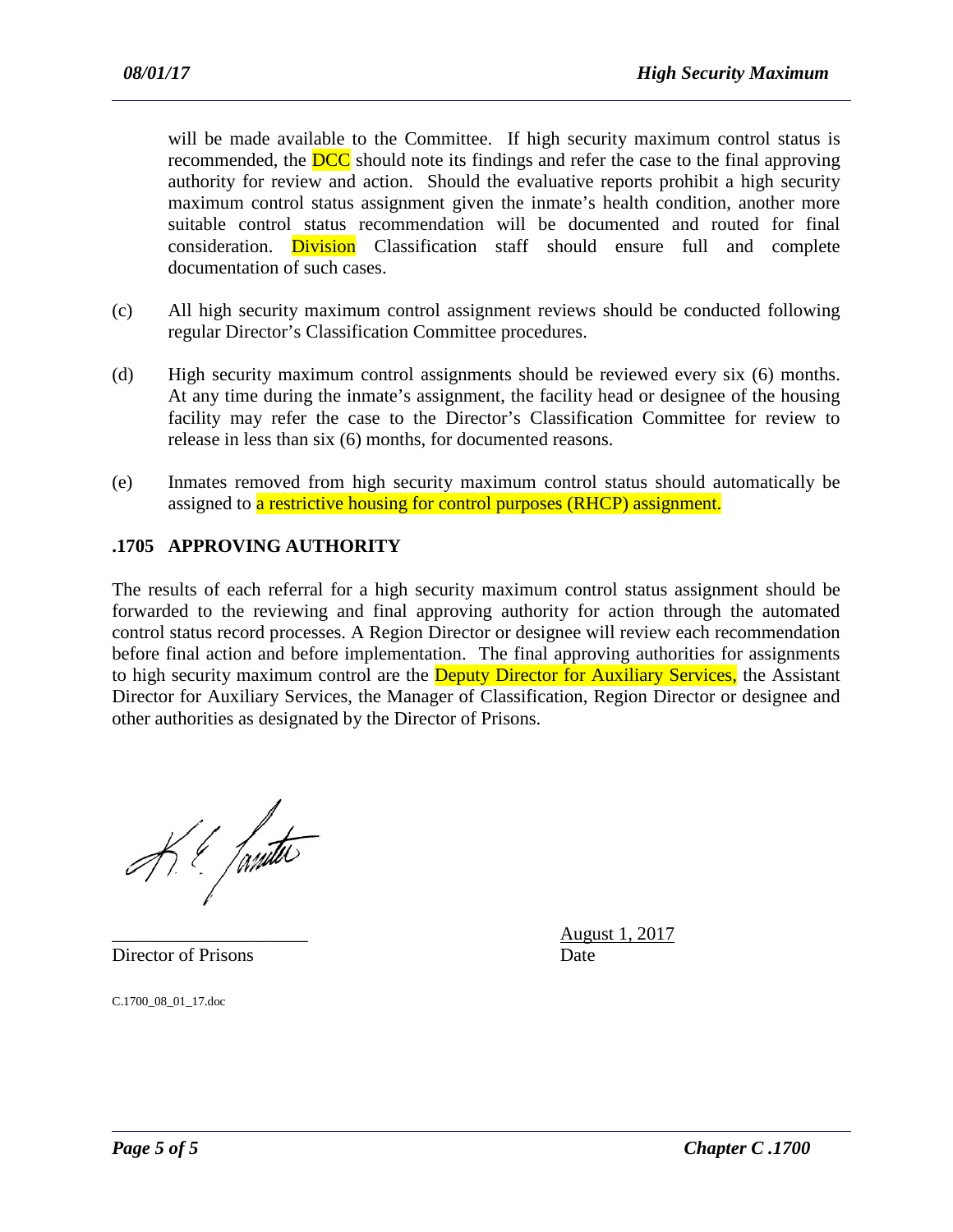will be made available to the Committee. If high security maximum control status is recommended, the DCC should note its findings and refer the case to the final approving authority for review and action. Should the evaluative reports prohibit a high security maximum control status assignment given the inmate's health condition, another more suitable control status recommendation will be documented and routed for final consideration. Division Classification staff should ensure full and complete documentation of such cases.

(c) All high security maximum control assignment reviews should be conducted following regular Director's Classification Committee procedures.

(d) High security maximum control assignments should be reviewed every six (6) months. At any time during the inmate's assignment, the facility head or designee of the housing facility may refer the case to the Director's Classification Committee for review to release in less than six (6) months, for documented reasons.

(e) Inmates removed from high security maximum control status should automatically be assigned to a restrictive housing for control purposes (RHCP) assignment.

## .1705 APPROVING AUTHORITY

The results of each referral for a high security maximum control status assignment should be forwarded to the reviewing and final approving authority for action through the automated control status record processes. A Region Director or designee will review each recommendation before final action and before implementation. The final approving authorities for assignments to high security maximum control are the Deputy Director for Auxiliary Services, the Assistant Director for Auxiliary Services, the Manager of Classification, Region Director or designee and other authorities as designated by the Director of Prisons.

K. E. Lassiter

Director of Prisons

August 1, 2017

Date

C.1700_08_01_17.doc